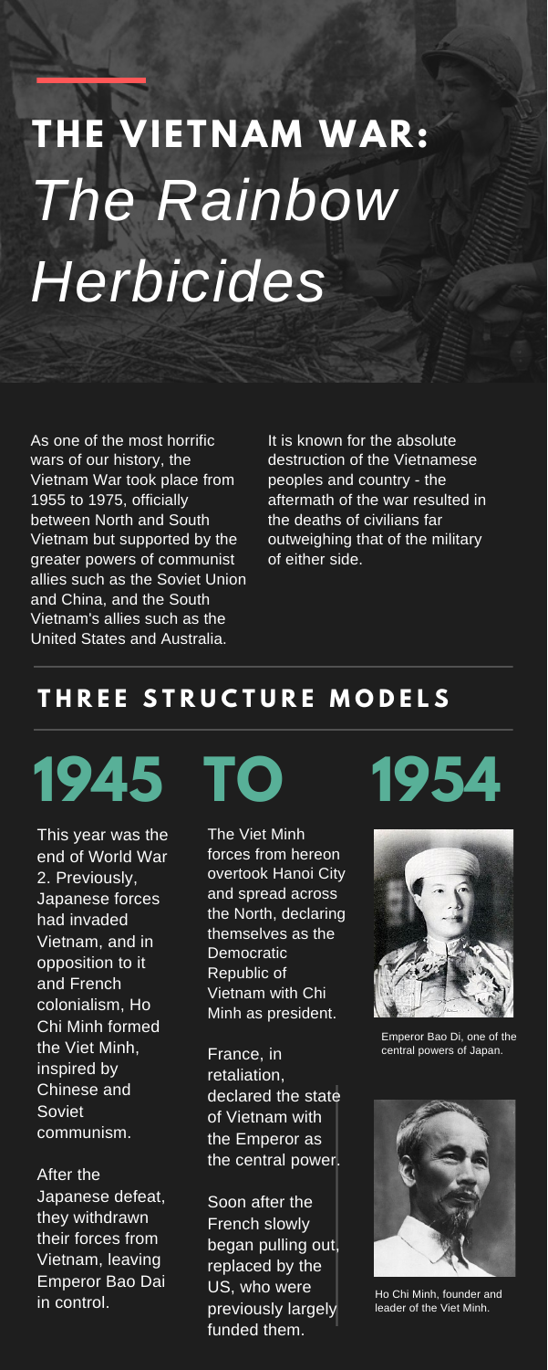# THE VIETNAM WAR: *The Rainbow Herbicides*

As one of the most horrific wars of our history, the Vietnam War took place from 1955 to 1975, officially between North and South Vietnam but supported by the greater powers of communist allies such as the Soviet Union and China, and the South Vietnam's allies such as the United States and Australia.

It is known for the absolute destruction of the Vietnamese peoples and country - the aftermath of the war resulted in the deaths of civilians far outweighing that of the military of either side.

## THREE STRUCTURE MODELS

## 1945 TO 1954

This year was the end of World War 2. Previously, Japanese forces had invaded Vietnam, and in opposition to it and French colonialism, Ho Chi Minh formed the Viet Minh, inspired by Chinese and Soviet communism.

After the Japanese defeat, they withdrawn their forces from Vietnam, leaving Emperor Bao Dai in control.

The Viet Minh forces from hereon overtook Hanoi City and spread across the North, declaring themselves as the Democratic Republic of Vietnam with Chi Minh as president.

France, in retaliation, declared the state of Vietnam with the Emperor as the central power.

Soon after the French slowly began pulling out, replaced by the US, who were previously largely funded them.

Emperor Bao Di, one of the central powers of Japan.

Ho Chi Minh, founder and leader of the Viet Minh.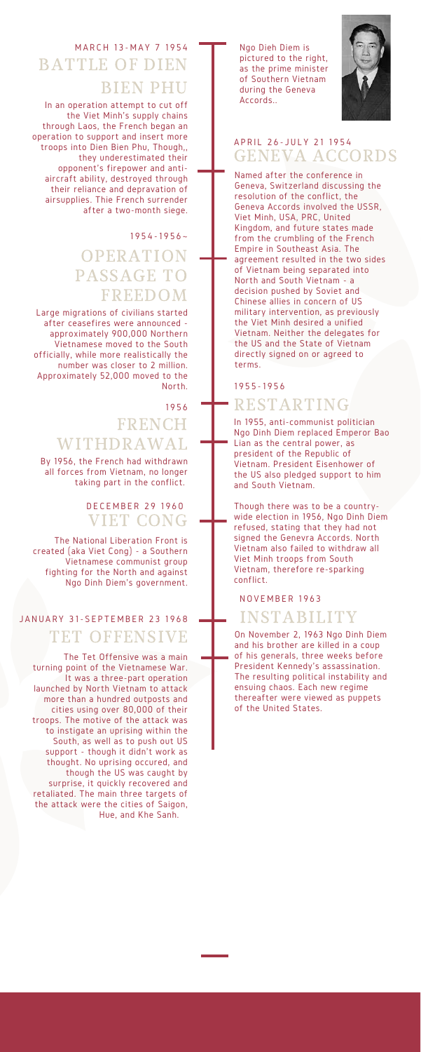## MARCH 13-MAY 7 1954
# BATTLE OF DIEN BIEN PHU

In an operation attempt to cut off the Viet Minh's supply chains through Laos, the French began an operation to support and insert more troops into Dien Bien Phu, Though,, they underestimated their opponent's firepower and anti-aircraft ability, destroyed through their reliance and depravation of airsupplies. Thie French surrender after a two-month siege.

Ngo Dieh Diem is pictured to the right, as the prime minister of Southern Vietnam during the Geneva Accords..

## APRIL 26-JULY 21 1954
# GENEVA ACCORDS

Named after the conference in Geneva, Switzerland discussing the resolution of the conflict, the Geneva Accords involved the USSR, Viet Minh, USA, PRC, United Kingdom, and future states made from the crumbling of the French Empire in Southeast Asia. The agreement resulted in the two sides of Vietnam being separated into North and South Vietnam - a decision pushed by Soviet and Chinese allies in concern of US military intervention, as previously the Viet Minh desired a unified Vietnam. Neither the delegates for the US and the State of Vietnam directly signed on or agreed to terms.

## 1954-1956~
# OPERATION PASSAGE TO FREEDOM

Large migrations of civilians started after ceasefires were announced - approximately 900,000 Northern Vietnamese moved to the South officially, while more realistically the number was closer to 2 million. Approximately 52,000 moved to the North.

## 1955-1956
# RESTARTING

In 1955, anti-communist politician Ngo Dinh Diem replaced Emperor Bao Lian as the central power, as president of the Republic of Vietnam. President Eisenhower of the US also pledged support to him and South Vietnam.

Though there was to be a country-wide election in 1956, Ngo Dinh Diem refused, stating that they had not signed the Genevra Accords. North Vietnam also failed to withdraw all Viet Minh troops from South Vietnam, therefore re-sparking conflict.

## 1956
# FRENCH WITHDRAWAL

By 1956, the French had withdrawn all forces from Vietnam, no longer taking part in the conflict.

## DECEMBER 29 1960
# VIET CONG

The National Liberation Front is created (aka Viet Cong) - a Southern Vietnamese communist group fighting for the North and against Ngo Dinh Diem's government.

## NOVEMBER 1963
# INSTABILITY

On November 2, 1963 Ngo Dinh Diem and his brother are killed in a coup of his generals, three weeks before President Kennedy's assassination. The resulting political instability and ensuing chaos. Each new regime thereafter were viewed as puppets of the United States.

## JANUARY 31-SEPTEMBER 23 1968
# TET OFFENSIVE

The Tet Offensive was a main turning point of the Vietnamese War. It was a three-part operation launched by North Vietnam to attack more than a hundred outposts and cities using over 80,000 of their troops. The motive of the attack was to instigate an uprising within the South, as well as to push out US support - though it didn't work as thought. No uprising occured, and though the US was caught by surprise, it quickly recovered and retaliated. The main three targets of the attack were the cities of Saigon, Hue, and Khe Sanh.